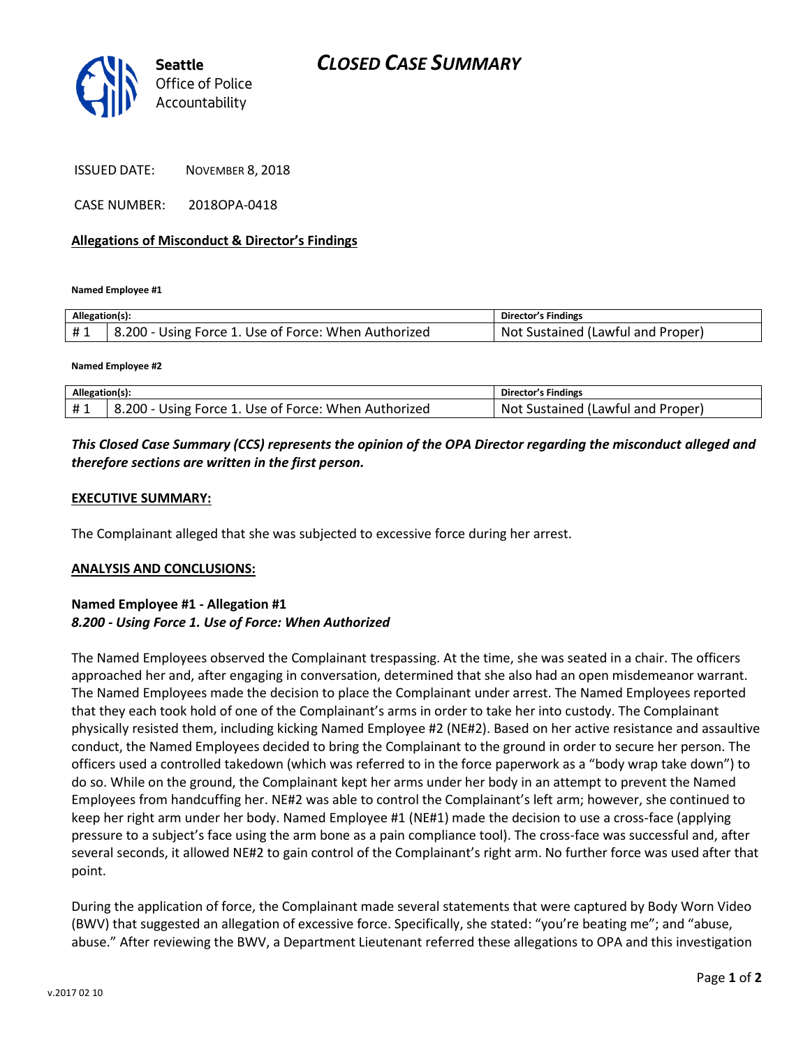Seattle Office of Police Accountability

# CLOSED CASE SUMMARY

ISSUED DATE: NOVEMBER 8, 2018

CASE NUMBER: 2018OPA-0418

**Allegations of Misconduct & Director's Findings**

**Named Employee #1**

| Allegation(s): | | Director's Findings |
|---|---|---|
| # 1 | 8.200 - Using Force 1. Use of Force: When Authorized | Not Sustained (Lawful and Proper) |

**Named Employee #2**

| Allegation(s): | | Director's Findings |
|---|---|---|
| # 1 | 8.200 - Using Force 1. Use of Force: When Authorized | Not Sustained (Lawful and Proper) |

***This Closed Case Summary (CCS) represents the opinion of the OPA Director regarding the misconduct alleged and therefore sections are written in the first person.***

**EXECUTIVE SUMMARY:**

The Complainant alleged that she was subjected to excessive force during her arrest.

**ANALYSIS AND CONCLUSIONS:**

**Named Employee #1 - Allegation #1**
***8.200 - Using Force 1. Use of Force: When Authorized***

The Named Employees observed the Complainant trespassing. At the time, she was seated in a chair. The officers approached her and, after engaging in conversation, determined that she also had an open misdemeanor warrant. The Named Employees made the decision to place the Complainant under arrest. The Named Employees reported that they each took hold of one of the Complainant's arms in order to take her into custody. The Complainant physically resisted them, including kicking Named Employee #2 (NE#2). Based on her active resistance and assaultive conduct, the Named Employees decided to bring the Complainant to the ground in order to secure her person. The officers used a controlled takedown (which was referred to in the force paperwork as a "body wrap take down") to do so. While on the ground, the Complainant kept her arms under her body in an attempt to prevent the Named Employees from handcuffing her. NE#2 was able to control the Complainant's left arm; however, she continued to keep her right arm under her body. Named Employee #1 (NE#1) made the decision to use a cross-face (applying pressure to a subject's face using the arm bone as a pain compliance tool). The cross-face was successful and, after several seconds, it allowed NE#2 to gain control of the Complainant's right arm. No further force was used after that point.

During the application of force, the Complainant made several statements that were captured by Body Worn Video (BWV) that suggested an allegation of excessive force. Specifically, she stated: "you're beating me"; and "abuse, abuse." After reviewing the BWV, a Department Lieutenant referred these allegations to OPA and this investigation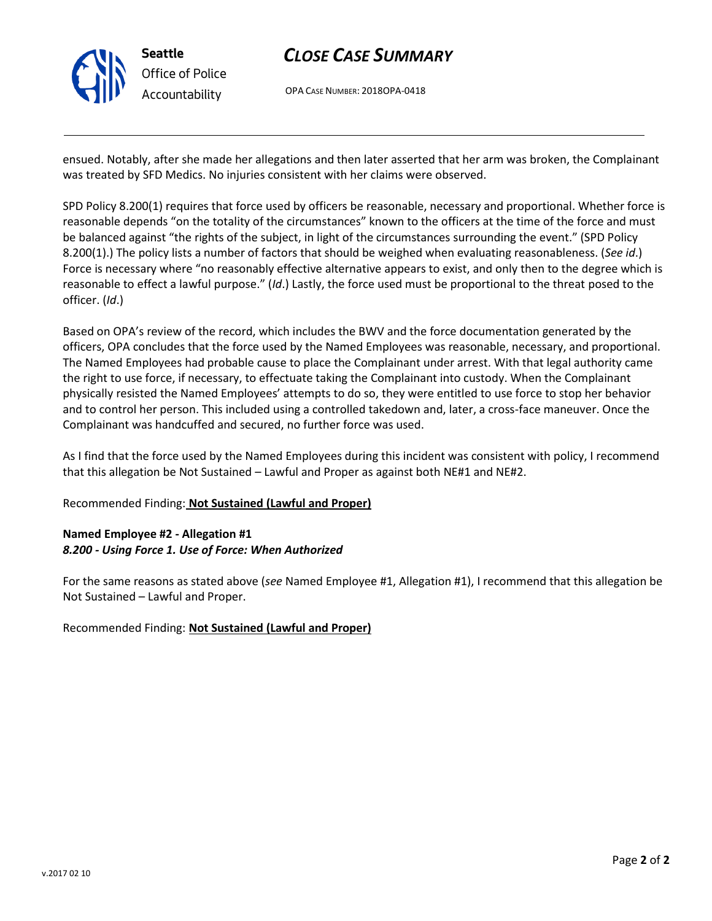ensued. Notably, after she made her allegations and then later asserted that her arm was broken, the Complainant was treated by SFD Medics. No injuries consistent with her claims were observed.

SPD Policy 8.200(1) requires that force used by officers be reasonable, necessary and proportional. Whether force is reasonable depends "on the totality of the circumstances" known to the officers at the time of the force and must be balanced against "the rights of the subject, in light of the circumstances surrounding the event." (SPD Policy 8.200(1).) The policy lists a number of factors that should be weighed when evaluating reasonableness. (*See id*.) Force is necessary where "no reasonably effective alternative appears to exist, and only then to the degree which is reasonable to effect a lawful purpose." (*Id*.) Lastly, the force used must be proportional to the threat posed to the officer. (*Id*.)

Based on OPA's review of the record, which includes the BWV and the force documentation generated by the officers, OPA concludes that the force used by the Named Employees was reasonable, necessary, and proportional. The Named Employees had probable cause to place the Complainant under arrest. With that legal authority came the right to use force, if necessary, to effectuate taking the Complainant into custody. When the Complainant physically resisted the Named Employees' attempts to do so, they were entitled to use force to stop her behavior and to control her person. This included using a controlled takedown and, later, a cross-face maneuver. Once the Complainant was handcuffed and secured, no further force was used.

As I find that the force used by the Named Employees during this incident was consistent with policy, I recommend that this allegation be Not Sustained – Lawful and Proper as against both NE#1 and NE#2.

Recommended Finding: **Not Sustained (Lawful and Proper)**

**Named Employee #2 - Allegation #1**
***8.200 - Using Force 1. Use of Force: When Authorized***

For the same reasons as stated above (*see* Named Employee #1, Allegation #1), I recommend that this allegation be Not Sustained – Lawful and Proper.

Recommended Finding: **Not Sustained (Lawful and Proper)**